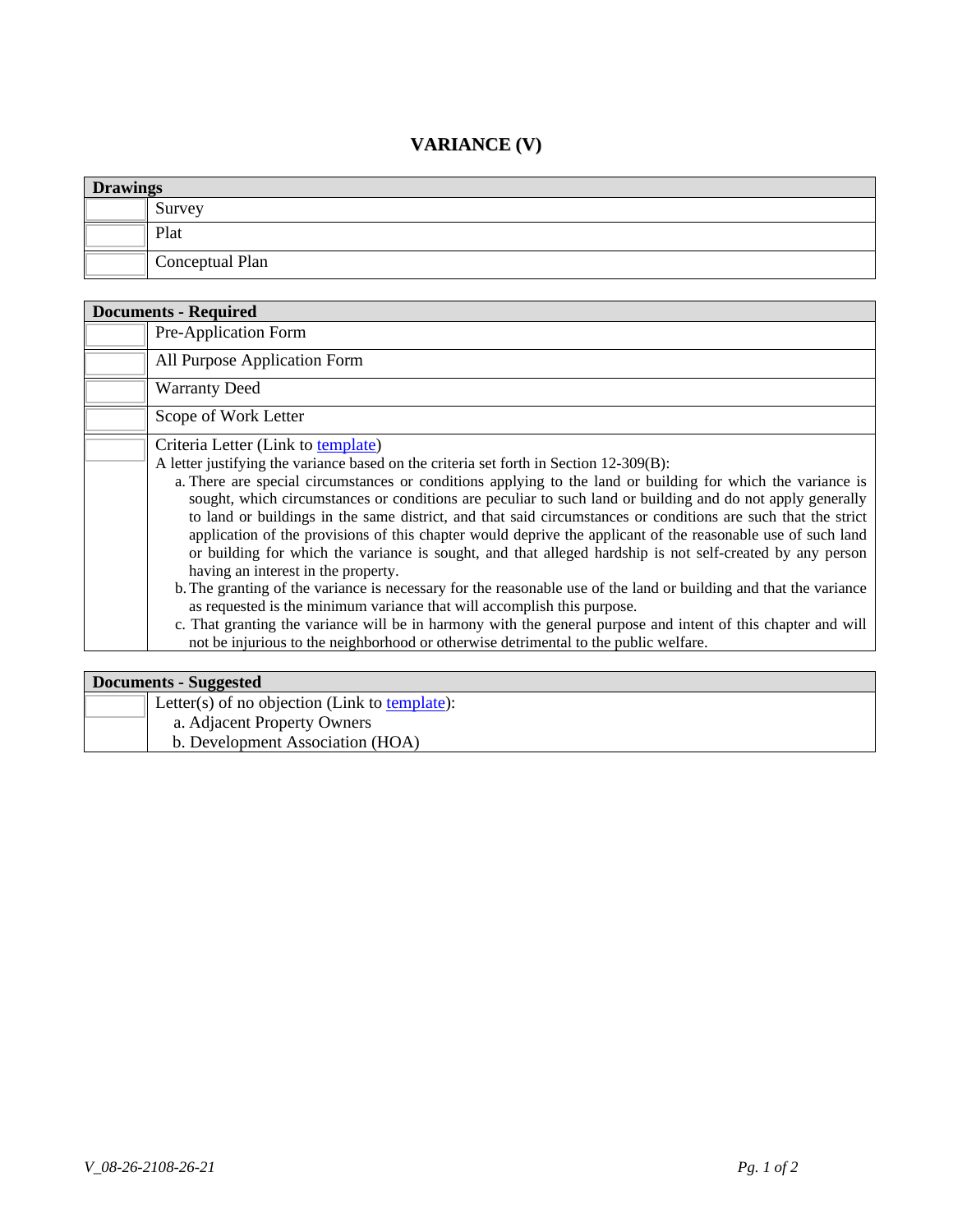# VARIANCE (V)

| Drawings | |
|---|---|
| | Survey |
| | Plat |
| | Conceptual Plan |

| Documents - Required | |
|---|---|
| | Pre-Application Form |
| | All Purpose Application Form |
| | Warranty Deed |
| | Scope of Work Letter |
| | Criteria Letter (Link to template)<br>A letter justifying the variance based on the criteria set forth in Section 12-309(B):<br>a. There are special circumstances or conditions applying to the land or building for which the variance is sought, which circumstances or conditions are peculiar to such land or building and do not apply generally to land or buildings in the same district, and that said circumstances or conditions are such that the strict application of the provisions of this chapter would deprive the applicant of the reasonable use of such land or building for which the variance is sought, and that alleged hardship is not self-created by any person having an interest in the property.<br>b. The granting of the variance is necessary for the reasonable use of the land or building and that the variance as requested is the minimum variance that will accomplish this purpose.<br>c. That granting the variance will be in harmony with the general purpose and intent of this chapter and will not be injurious to the neighborhood or otherwise detrimental to the public welfare. |

| Documents - Suggested | |
|---|---|
| | Letter(s) of no objection (Link to template):<br>a. Adjacent Property Owners<br>b. Development Association (HOA) |

*V_08-26-2108-26-21*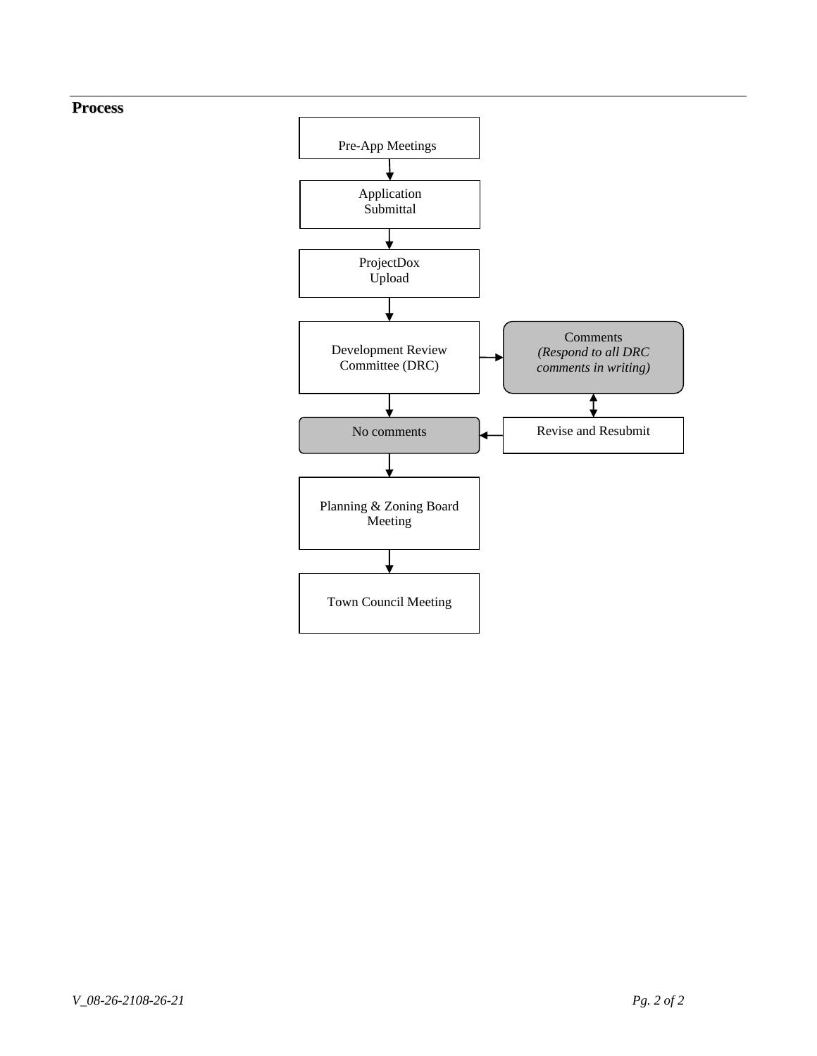## Process

Pre-App Meetings

Application Submittal

ProjectDox Upload

Development Review Committee (DRC)

Comments *(Respond to all DRC comments in writing)*

Revise and Resubmit

No comments

Planning & Zoning Board Meeting

Town Council Meeting

*V_08-26-2108-26-21*